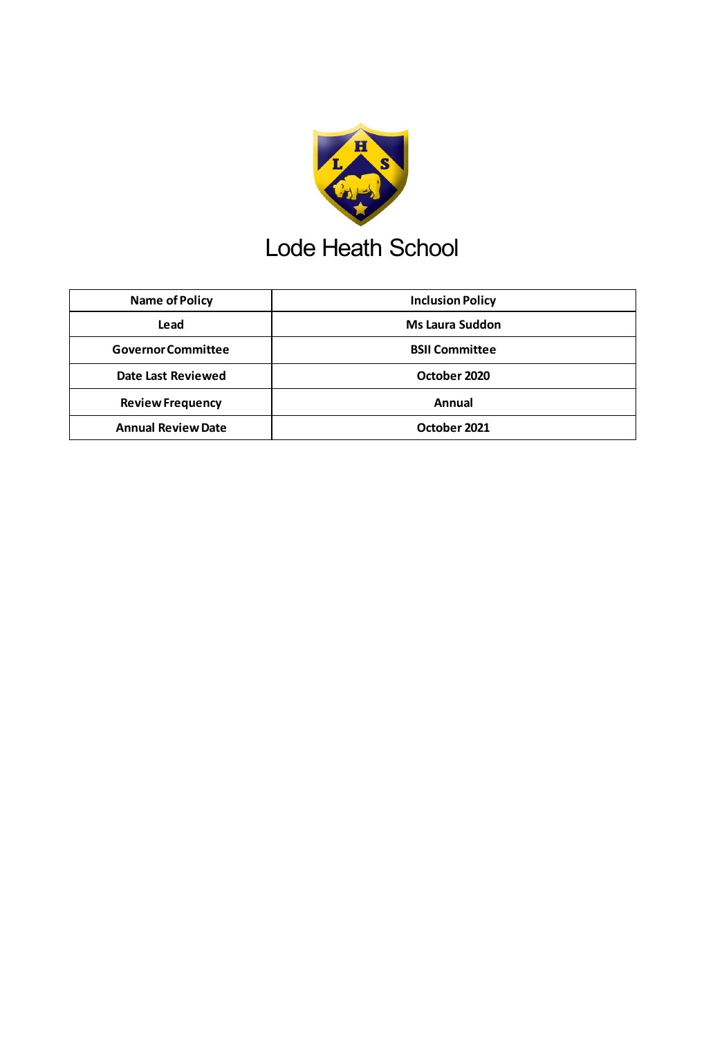# Lode Heath School

| Name of Policy | Inclusion Policy |
|---|---|
| Lead | Ms Laura Suddon |
| Governor Committee | BSII Committee |
| Date Last Reviewed | October 2020 |
| Review Frequency | Annual |
| Annual Review Date | October 2021 |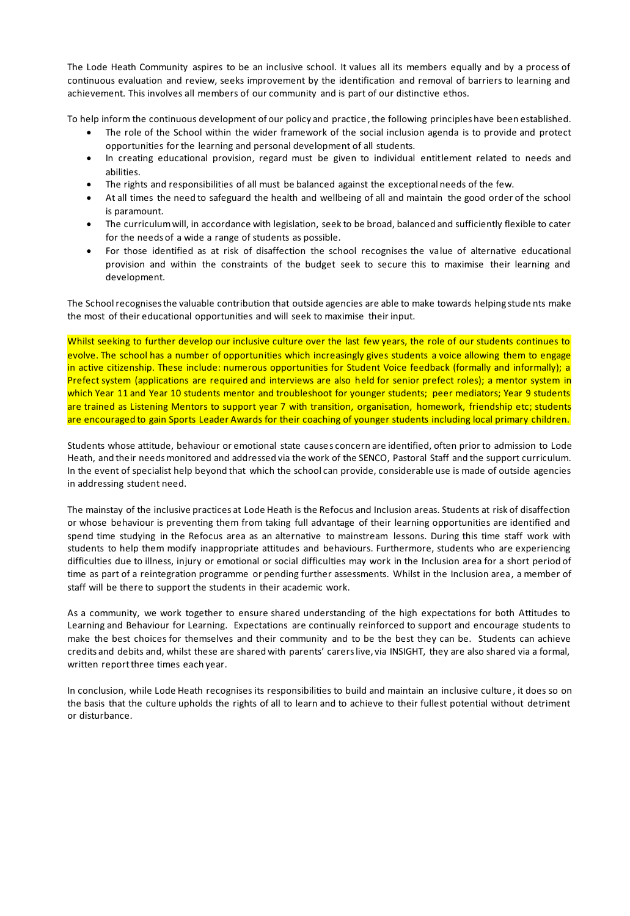The Lode Heath Community aspires to be an inclusive school. It values all its members equally and by a process of continuous evaluation and review, seeks improvement by the identification and removal of barriers to learning and achievement. This involves all members of our community and is part of our distinctive ethos.

To help inform the continuous development of our policy and practice, the following principles have been established.

- The role of the School within the wider framework of the social inclusion agenda is to provide and protect opportunities for the learning and personal development of all students.
- In creating educational provision, regard must be given to individual entitlement related to needs and abilities.
- The rights and responsibilities of all must be balanced against the exceptional needs of the few.
- At all times the need to safeguard the health and wellbeing of all and maintain the good order of the school is paramount.
- The curriculum will, in accordance with legislation, seek to be broad, balanced and sufficiently flexible to cater for the needs of a wide a range of students as possible.
- For those identified as at risk of disaffection the school recognises the value of alternative educational provision and within the constraints of the budget seek to secure this to maximise their learning and development.

The School recognises the valuable contribution that outside agencies are able to make towards helping students make the most of their educational opportunities and will seek to maximise their input.

Whilst seeking to further develop our inclusive culture over the last few years, the role of our students continues to evolve. The school has a number of opportunities which increasingly gives students a voice allowing them to engage in active citizenship. These include: numerous opportunities for Student Voice feedback (formally and informally); a Prefect system (applications are required and interviews are also held for senior prefect roles); a mentor system in which Year 11 and Year 10 students mentor and troubleshoot for younger students; peer mediators; Year 9 students are trained as Listening Mentors to support year 7 with transition, organisation, homework, friendship etc; students are encouraged to gain Sports Leader Awards for their coaching of younger students including local primary children.

Students whose attitude, behaviour or emotional state causes concern are identified, often prior to admission to Lode Heath, and their needs monitored and addressed via the work of the SENCO, Pastoral Staff and the support curriculum. In the event of specialist help beyond that which the school can provide, considerable use is made of outside agencies in addressing student need.

The mainstay of the inclusive practices at Lode Heath is the Refocus and Inclusion areas. Students at risk of disaffection or whose behaviour is preventing them from taking full advantage of their learning opportunities are identified and spend time studying in the Refocus area as an alternative to mainstream lessons. During this time staff work with students to help them modify inappropriate attitudes and behaviours. Furthermore, students who are experiencing difficulties due to illness, injury or emotional or social difficulties may work in the Inclusion area for a short period of time as part of a reintegration programme or pending further assessments. Whilst in the Inclusion area, a member of staff will be there to support the students in their academic work.

As a community, we work together to ensure shared understanding of the high expectations for both Attitudes to Learning and Behaviour for Learning. Expectations are continually reinforced to support and encourage students to make the best choices for themselves and their community and to be the best they can be. Students can achieve credits and debits and, whilst these are shared with parents' carers live, via INSIGHT, they are also shared via a formal, written report three times each year.

In conclusion, while Lode Heath recognises its responsibilities to build and maintain an inclusive culture, it does so on the basis that the culture upholds the rights of all to learn and to achieve to their fullest potential without detriment or disturbance.